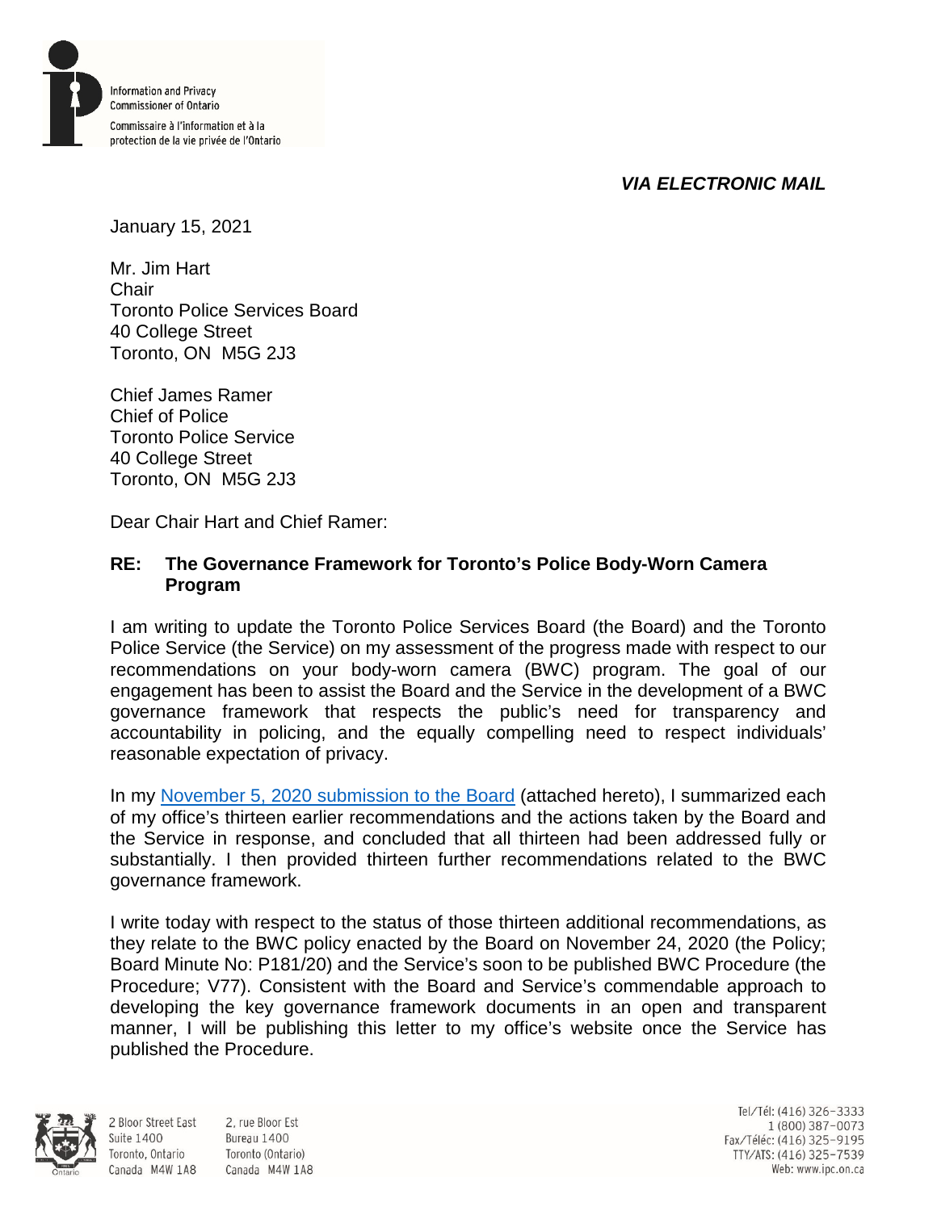Information and Privacy Commissioner of Ontario

Commissaire à l'information et à la protection de la vie privée de l'Ontario

***VIA ELECTRONIC MAIL***

January 15, 2021

Mr. Jim Hart
Chair
Toronto Police Services Board
40 College Street
Toronto, ON M5G 2J3

Chief James Ramer
Chief of Police
Toronto Police Service
40 College Street
Toronto, ON M5G 2J3

Dear Chair Hart and Chief Ramer:

**RE: The Governance Framework for Toronto's Police Body-Worn Camera Program**

I am writing to update the Toronto Police Services Board (the Board) and the Toronto Police Service (the Service) on my assessment of the progress made with respect to our recommendations on your body-worn camera (BWC) program. The goal of our engagement has been to assist the Board and the Service in the development of a BWC governance framework that respects the public's need for transparency and accountability in policing, and the equally compelling need to respect individuals' reasonable expectation of privacy.

In my November 5, 2020 submission to the Board (attached hereto), I summarized each of my office's thirteen earlier recommendations and the actions taken by the Board and the Service in response, and concluded that all thirteen had been addressed fully or substantially. I then provided thirteen further recommendations related to the BWC governance framework.

I write today with respect to the status of those thirteen additional recommendations, as they relate to the BWC policy enacted by the Board on November 24, 2020 (the Policy; Board Minute No: P181/20) and the Service's soon to be published BWC Procedure (the Procedure; V77). Consistent with the Board and Service's commendable approach to developing the key governance framework documents in an open and transparent manner, I will be publishing this letter to my office's website once the Service has published the Procedure.

2 Bloor Street East
Suite 1400
Toronto, Ontario
Canada M4W 1A8

2, rue Bloor Est
Bureau 1400
Toronto (Ontario)
Canada M4W 1A8

Tel/Tél: (416) 326-3333
1 (800) 387-0073
Fax/Téléc: (416) 325-9195
TTY/ATS: (416) 325-7539
Web: www.ipc.on.ca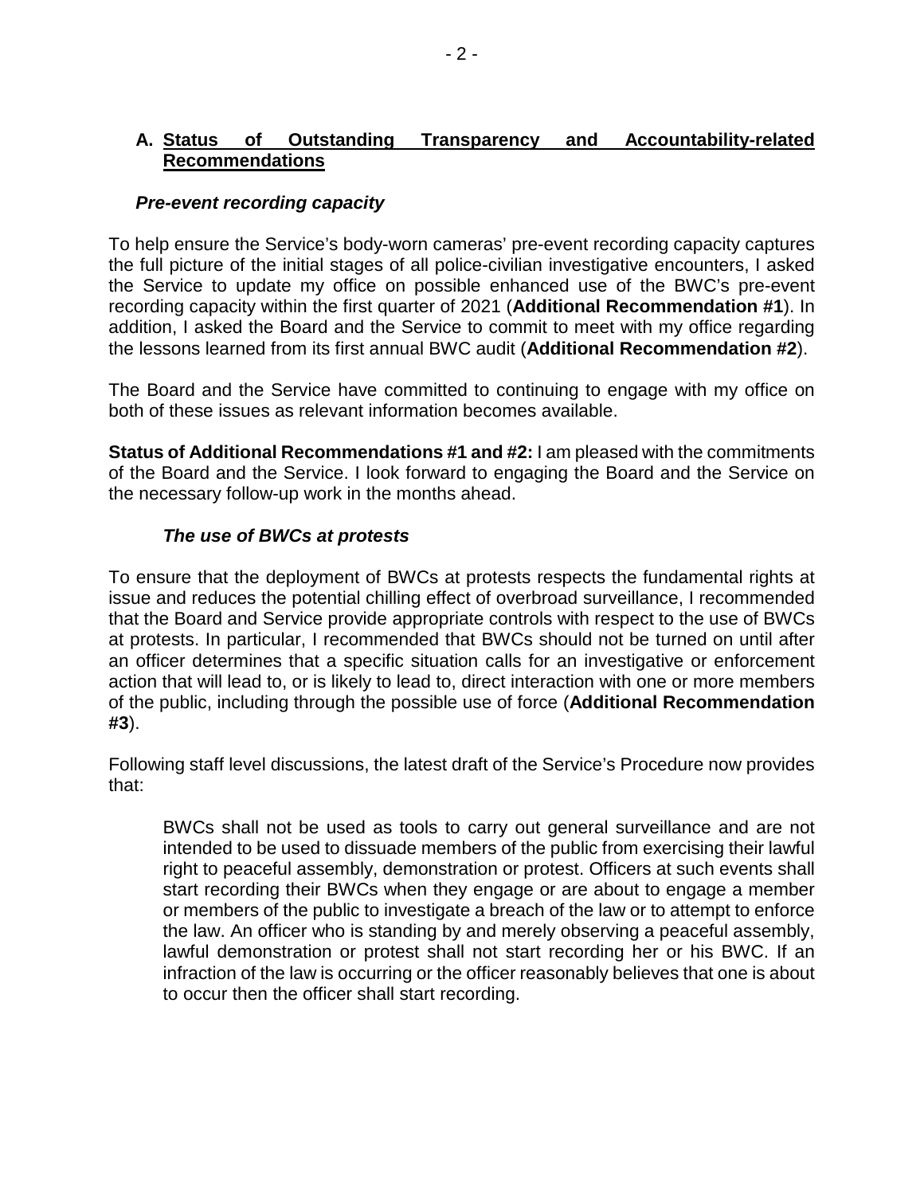## A. Status of Outstanding Transparency and Accountability-related Recommendations

### *Pre-event recording capacity*

To help ensure the Service's body-worn cameras' pre-event recording capacity captures the full picture of the initial stages of all police-civilian investigative encounters, I asked the Service to update my office on possible enhanced use of the BWC's pre-event recording capacity within the first quarter of 2021 (**Additional Recommendation #1**). In addition, I asked the Board and the Service to commit to meet with my office regarding the lessons learned from its first annual BWC audit (**Additional Recommendation #2**).

The Board and the Service have committed to continuing to engage with my office on both of these issues as relevant information becomes available.

**Status of Additional Recommendations #1 and #2:** I am pleased with the commitments of the Board and the Service. I look forward to engaging the Board and the Service on the necessary follow-up work in the months ahead.

### *The use of BWCs at protests*

To ensure that the deployment of BWCs at protests respects the fundamental rights at issue and reduces the potential chilling effect of overbroad surveillance, I recommended that the Board and Service provide appropriate controls with respect to the use of BWCs at protests. In particular, I recommended that BWCs should not be turned on until after an officer determines that a specific situation calls for an investigative or enforcement action that will lead to, or is likely to lead to, direct interaction with one or more members of the public, including through the possible use of force (**Additional Recommendation #3**).

Following staff level discussions, the latest draft of the Service's Procedure now provides that:

> BWCs shall not be used as tools to carry out general surveillance and are not intended to be used to dissuade members of the public from exercising their lawful right to peaceful assembly, demonstration or protest. Officers at such events shall start recording their BWCs when they engage or are about to engage a member or members of the public to investigate a breach of the law or to attempt to enforce the law. An officer who is standing by and merely observing a peaceful assembly, lawful demonstration or protest shall not start recording her or his BWC. If an infraction of the law is occurring or the officer reasonably believes that one is about to occur then the officer shall start recording.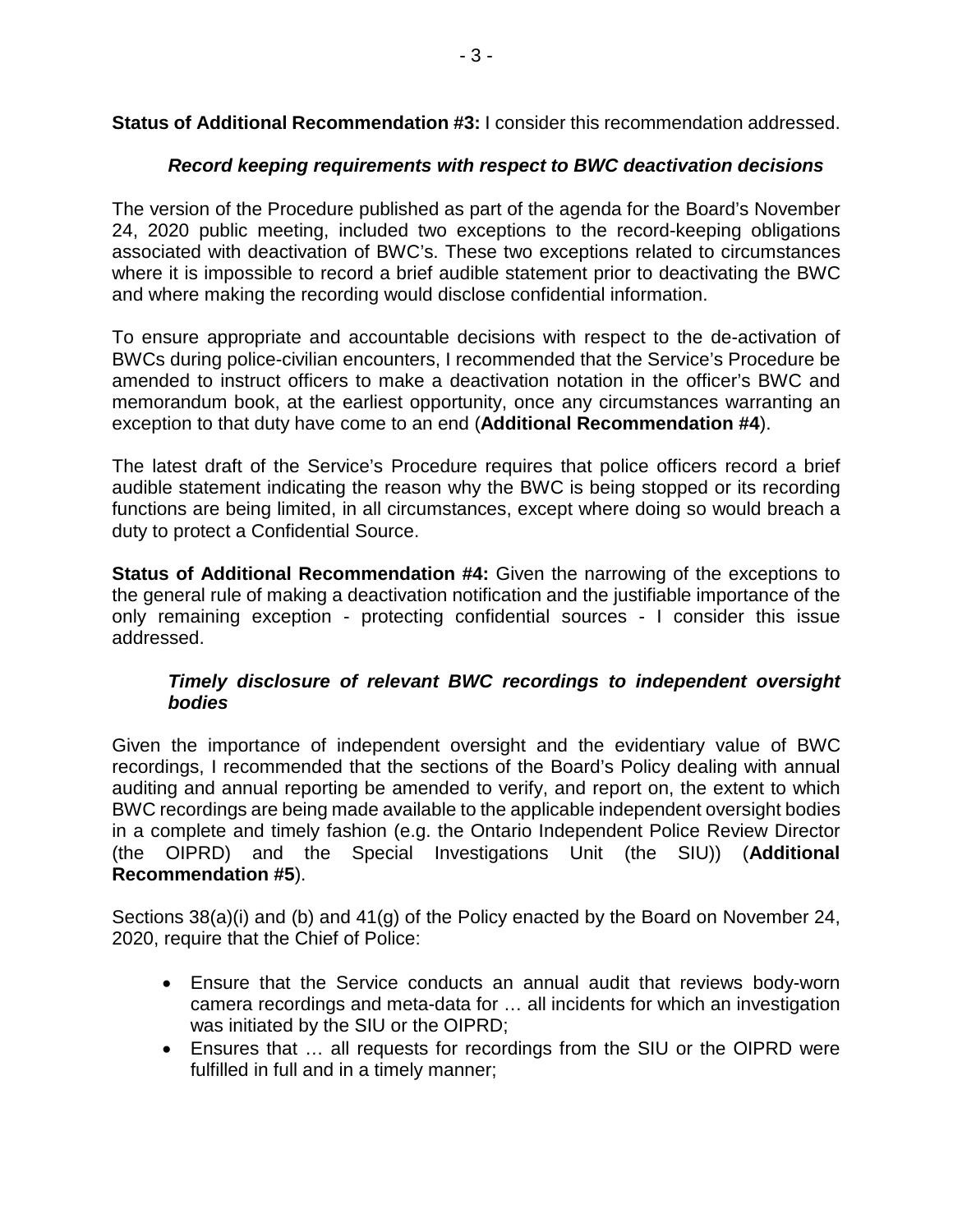**Status of Additional Recommendation #3:** I consider this recommendation addressed.

### *Record keeping requirements with respect to BWC deactivation decisions*

The version of the Procedure published as part of the agenda for the Board's November 24, 2020 public meeting, included two exceptions to the record-keeping obligations associated with deactivation of BWC's. These two exceptions related to circumstances where it is impossible to record a brief audible statement prior to deactivating the BWC and where making the recording would disclose confidential information.

To ensure appropriate and accountable decisions with respect to the de-activation of BWCs during police-civilian encounters, I recommended that the Service's Procedure be amended to instruct officers to make a deactivation notation in the officer's BWC and memorandum book, at the earliest opportunity, once any circumstances warranting an exception to that duty have come to an end (**Additional Recommendation #4**).

The latest draft of the Service's Procedure requires that police officers record a brief audible statement indicating the reason why the BWC is being stopped or its recording functions are being limited, in all circumstances, except where doing so would breach a duty to protect a Confidential Source.

**Status of Additional Recommendation #4:** Given the narrowing of the exceptions to the general rule of making a deactivation notification and the justifiable importance of the only remaining exception - protecting confidential sources - I consider this issue addressed.

### *Timely disclosure of relevant BWC recordings to independent oversight bodies*

Given the importance of independent oversight and the evidentiary value of BWC recordings, I recommended that the sections of the Board's Policy dealing with annual auditing and annual reporting be amended to verify, and report on, the extent to which BWC recordings are being made available to the applicable independent oversight bodies in a complete and timely fashion (e.g. the Ontario Independent Police Review Director (the OIPRD) and the Special Investigations Unit (the SIU)) (**Additional Recommendation #5**).

Sections 38(a)(i) and (b) and 41(g) of the Policy enacted by the Board on November 24, 2020, require that the Chief of Police:

- Ensure that the Service conducts an annual audit that reviews body-worn camera recordings and meta-data for … all incidents for which an investigation was initiated by the SIU or the OIPRD;
- Ensures that … all requests for recordings from the SIU or the OIPRD were fulfilled in full and in a timely manner;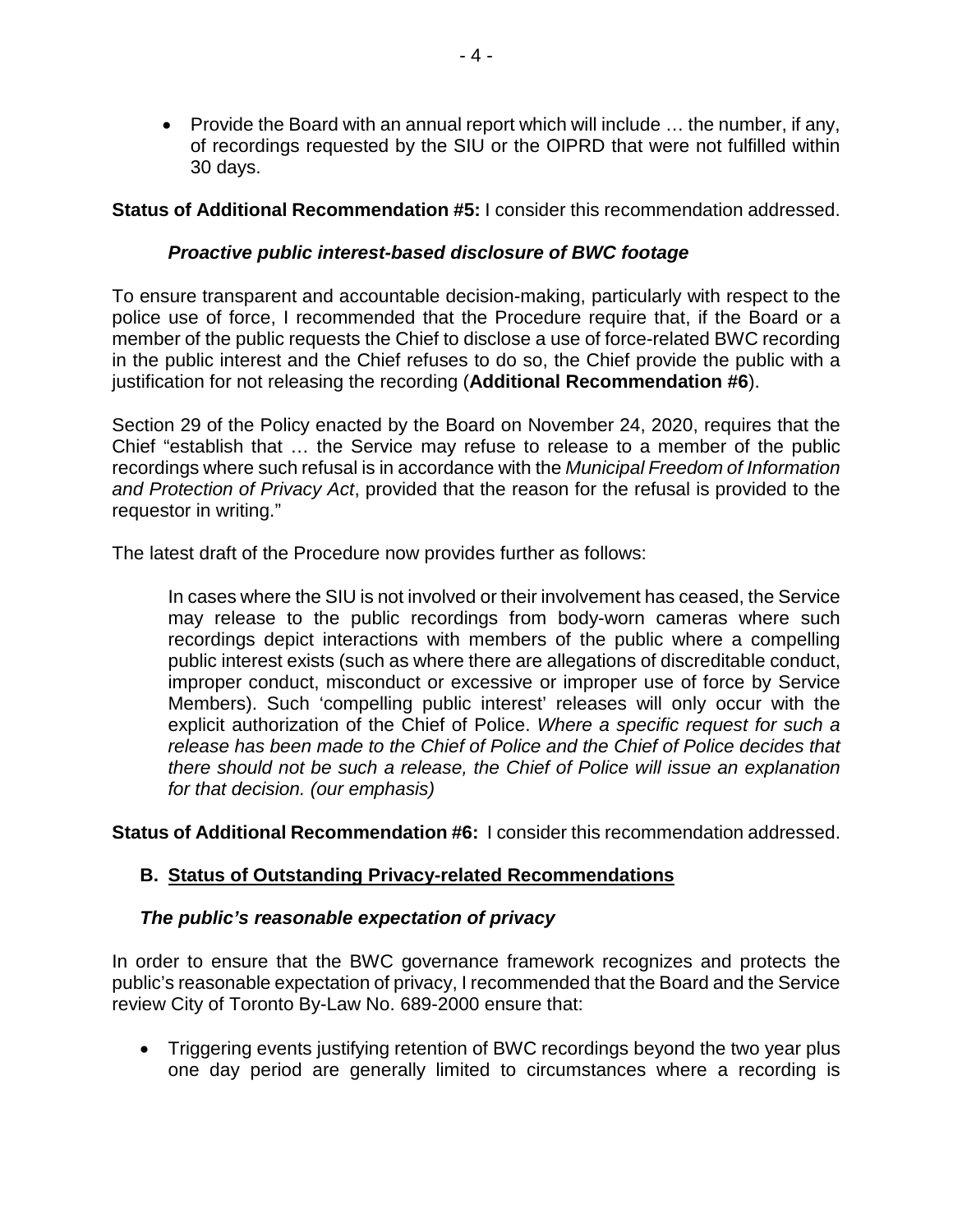- Provide the Board with an annual report which will include … the number, if any, of recordings requested by the SIU or the OIPRD that were not fulfilled within 30 days.

**Status of Additional Recommendation #5:** I consider this recommendation addressed.

### *Proactive public interest-based disclosure of BWC footage*

To ensure transparent and accountable decision-making, particularly with respect to the police use of force, I recommended that the Procedure require that, if the Board or a member of the public requests the Chief to disclose a use of force-related BWC recording in the public interest and the Chief refuses to do so, the Chief provide the public with a justification for not releasing the recording (**Additional Recommendation #6**).

Section 29 of the Policy enacted by the Board on November 24, 2020, requires that the Chief "establish that … the Service may refuse to release to a member of the public recordings where such refusal is in accordance with the *Municipal Freedom of Information and Protection of Privacy Act*, provided that the reason for the refusal is provided to the requestor in writing."

The latest draft of the Procedure now provides further as follows:

> In cases where the SIU is not involved or their involvement has ceased, the Service may release to the public recordings from body-worn cameras where such recordings depict interactions with members of the public where a compelling public interest exists (such as where there are allegations of discreditable conduct, improper conduct, misconduct or excessive or improper use of force by Service Members). Such 'compelling public interest' releases will only occur with the explicit authorization of the Chief of Police. *Where a specific request for such a release has been made to the Chief of Police and the Chief of Police decides that there should not be such a release, the Chief of Police will issue an explanation for that decision. (our emphasis)*

**Status of Additional Recommendation #6:** I consider this recommendation addressed.

## B. Status of Outstanding Privacy-related Recommendations

### *The public's reasonable expectation of privacy*

In order to ensure that the BWC governance framework recognizes and protects the public's reasonable expectation of privacy, I recommended that the Board and the Service review City of Toronto By-Law No. 689-2000 ensure that:

- Triggering events justifying retention of BWC recordings beyond the two year plus one day period are generally limited to circumstances where a recording is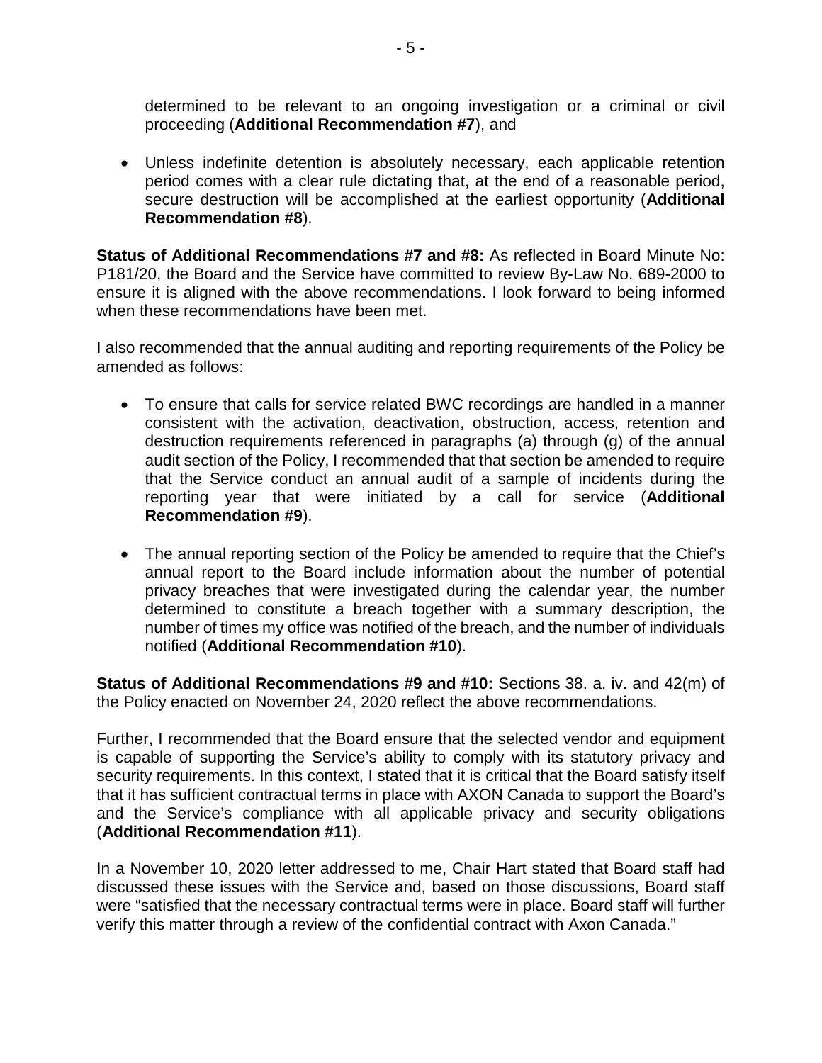determined to be relevant to an ongoing investigation or a criminal or civil proceeding (**Additional Recommendation #7**), and

- Unless indefinite detention is absolutely necessary, each applicable retention period comes with a clear rule dictating that, at the end of a reasonable period, secure destruction will be accomplished at the earliest opportunity (**Additional Recommendation #8**).

**Status of Additional Recommendations #7 and #8:** As reflected in Board Minute No: P181/20, the Board and the Service have committed to review By-Law No. 689-2000 to ensure it is aligned with the above recommendations. I look forward to being informed when these recommendations have been met.

I also recommended that the annual auditing and reporting requirements of the Policy be amended as follows:

- To ensure that calls for service related BWC recordings are handled in a manner consistent with the activation, deactivation, obstruction, access, retention and destruction requirements referenced in paragraphs (a) through (g) of the annual audit section of the Policy, I recommended that that section be amended to require that the Service conduct an annual audit of a sample of incidents during the reporting year that were initiated by a call for service (**Additional Recommendation #9**).
- The annual reporting section of the Policy be amended to require that the Chief's annual report to the Board include information about the number of potential privacy breaches that were investigated during the calendar year, the number determined to constitute a breach together with a summary description, the number of times my office was notified of the breach, and the number of individuals notified (**Additional Recommendation #10**).

**Status of Additional Recommendations #9 and #10:** Sections 38. a. iv. and 42(m) of the Policy enacted on November 24, 2020 reflect the above recommendations.

Further, I recommended that the Board ensure that the selected vendor and equipment is capable of supporting the Service's ability to comply with its statutory privacy and security requirements. In this context, I stated that it is critical that the Board satisfy itself that it has sufficient contractual terms in place with AXON Canada to support the Board's and the Service's compliance with all applicable privacy and security obligations (**Additional Recommendation #11**).

In a November 10, 2020 letter addressed to me, Chair Hart stated that Board staff had discussed these issues with the Service and, based on those discussions, Board staff were "satisfied that the necessary contractual terms were in place. Board staff will further verify this matter through a review of the confidential contract with Axon Canada."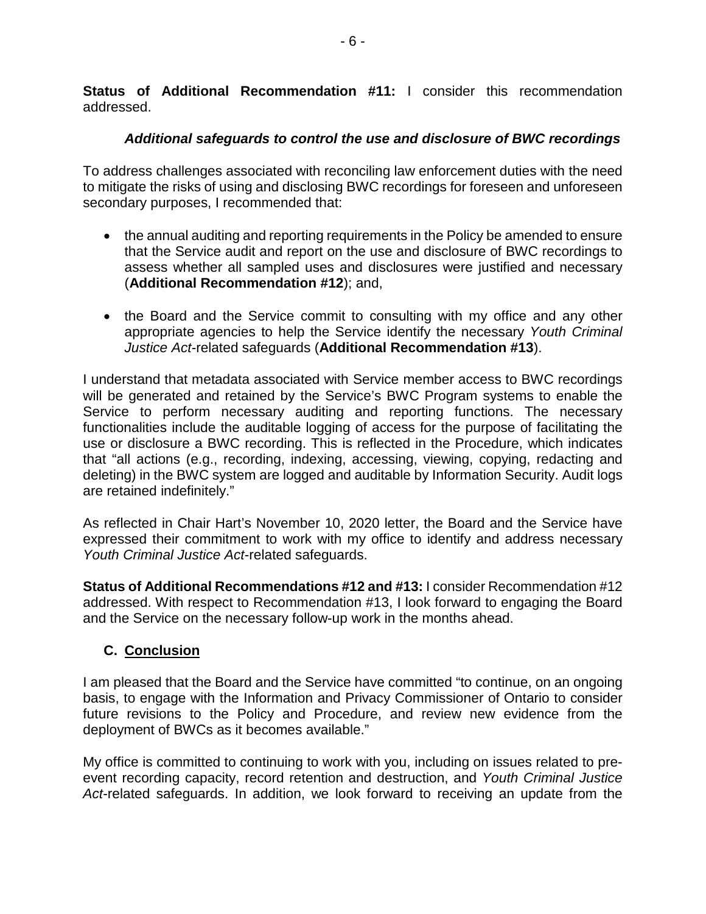**Status of Additional Recommendation #11:** I consider this recommendation addressed.

### *Additional safeguards to control the use and disclosure of BWC recordings*

To address challenges associated with reconciling law enforcement duties with the need to mitigate the risks of using and disclosing BWC recordings for foreseen and unforeseen secondary purposes, I recommended that:

- the annual auditing and reporting requirements in the Policy be amended to ensure that the Service audit and report on the use and disclosure of BWC recordings to assess whether all sampled uses and disclosures were justified and necessary (**Additional Recommendation #12**); and,
- the Board and the Service commit to consulting with my office and any other appropriate agencies to help the Service identify the necessary *Youth Criminal Justice Act*-related safeguards (**Additional Recommendation #13**).

I understand that metadata associated with Service member access to BWC recordings will be generated and retained by the Service's BWC Program systems to enable the Service to perform necessary auditing and reporting functions. The necessary functionalities include the auditable logging of access for the purpose of facilitating the use or disclosure a BWC recording. This is reflected in the Procedure, which indicates that "all actions (e.g., recording, indexing, accessing, viewing, copying, redacting and deleting) in the BWC system are logged and auditable by Information Security. Audit logs are retained indefinitely."

As reflected in Chair Hart's November 10, 2020 letter, the Board and the Service have expressed their commitment to work with my office to identify and address necessary *Youth Criminal Justice Act*-related safeguards.

**Status of Additional Recommendations #12 and #13:** I consider Recommendation #12 addressed. With respect to Recommendation #13, I look forward to engaging the Board and the Service on the necessary follow-up work in the months ahead.

## C. Conclusion

I am pleased that the Board and the Service have committed "to continue, on an ongoing basis, to engage with the Information and Privacy Commissioner of Ontario to consider future revisions to the Policy and Procedure, and review new evidence from the deployment of BWCs as it becomes available."

My office is committed to continuing to work with you, including on issues related to pre-event recording capacity, record retention and destruction, and *Youth Criminal Justice Act*-related safeguards. In addition, we look forward to receiving an update from the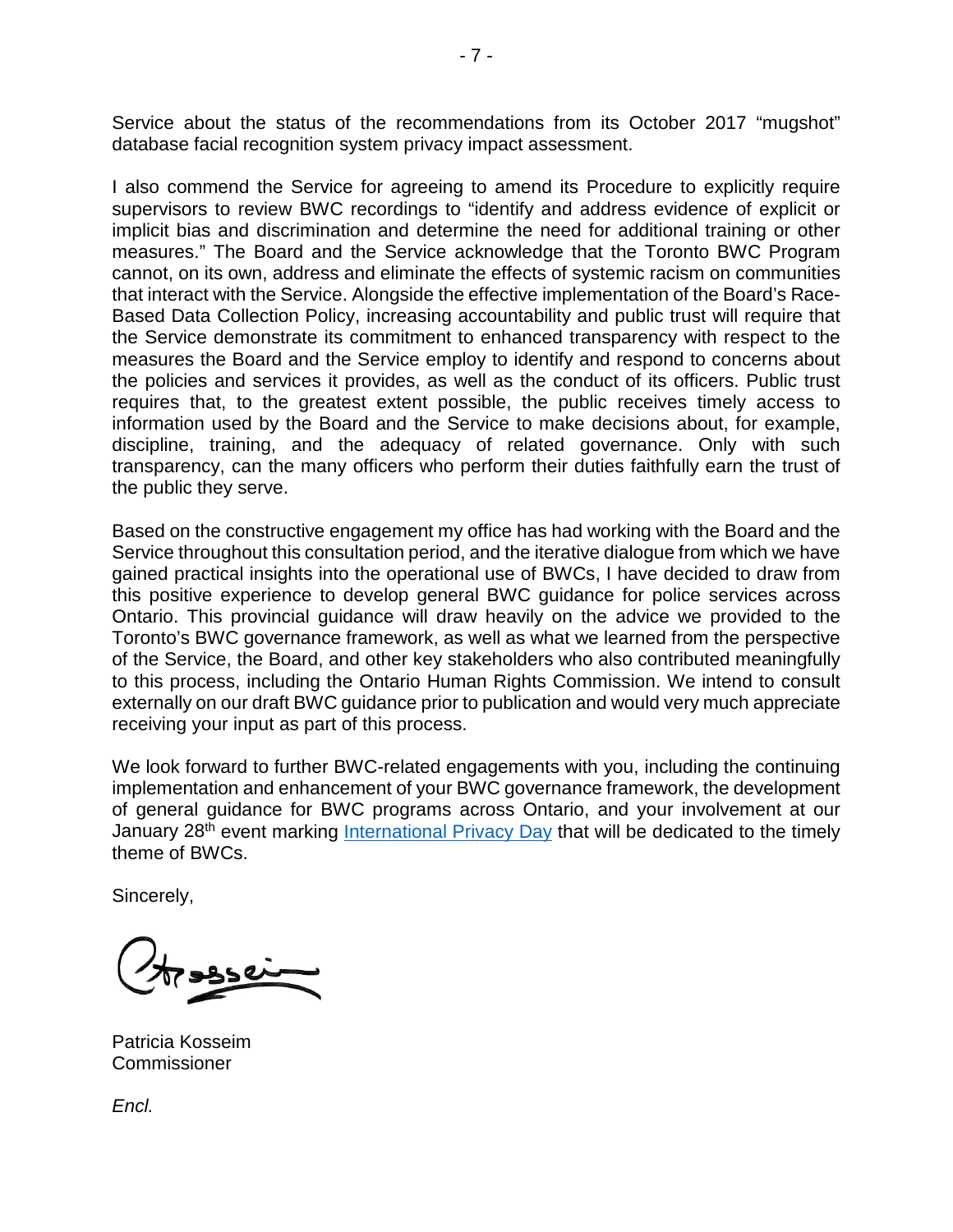Service about the status of the recommendations from its October 2017 "mugshot" database facial recognition system privacy impact assessment.

I also commend the Service for agreeing to amend its Procedure to explicitly require supervisors to review BWC recordings to "identify and address evidence of explicit or implicit bias and discrimination and determine the need for additional training or other measures." The Board and the Service acknowledge that the Toronto BWC Program cannot, on its own, address and eliminate the effects of systemic racism on communities that interact with the Service. Alongside the effective implementation of the Board's Race-Based Data Collection Policy, increasing accountability and public trust will require that the Service demonstrate its commitment to enhanced transparency with respect to the measures the Board and the Service employ to identify and respond to concerns about the policies and services it provides, as well as the conduct of its officers. Public trust requires that, to the greatest extent possible, the public receives timely access to information used by the Board and the Service to make decisions about, for example, discipline, training, and the adequacy of related governance. Only with such transparency, can the many officers who perform their duties faithfully earn the trust of the public they serve.

Based on the constructive engagement my office has had working with the Board and the Service throughout this consultation period, and the iterative dialogue from which we have gained practical insights into the operational use of BWCs, I have decided to draw from this positive experience to develop general BWC guidance for police services across Ontario. This provincial guidance will draw heavily on the advice we provided to the Toronto's BWC governance framework, as well as what we learned from the perspective of the Service, the Board, and other key stakeholders who also contributed meaningfully to this process, including the Ontario Human Rights Commission. We intend to consult externally on our draft BWC guidance prior to publication and would very much appreciate receiving your input as part of this process.

We look forward to further BWC-related engagements with you, including the continuing implementation and enhancement of your BWC governance framework, the development of general guidance for BWC programs across Ontario, and your involvement at our January 28th event marking International Privacy Day that will be dedicated to the timely theme of BWCs.

Sincerely,

Patricia Kosseim
Commissioner

*Encl.*